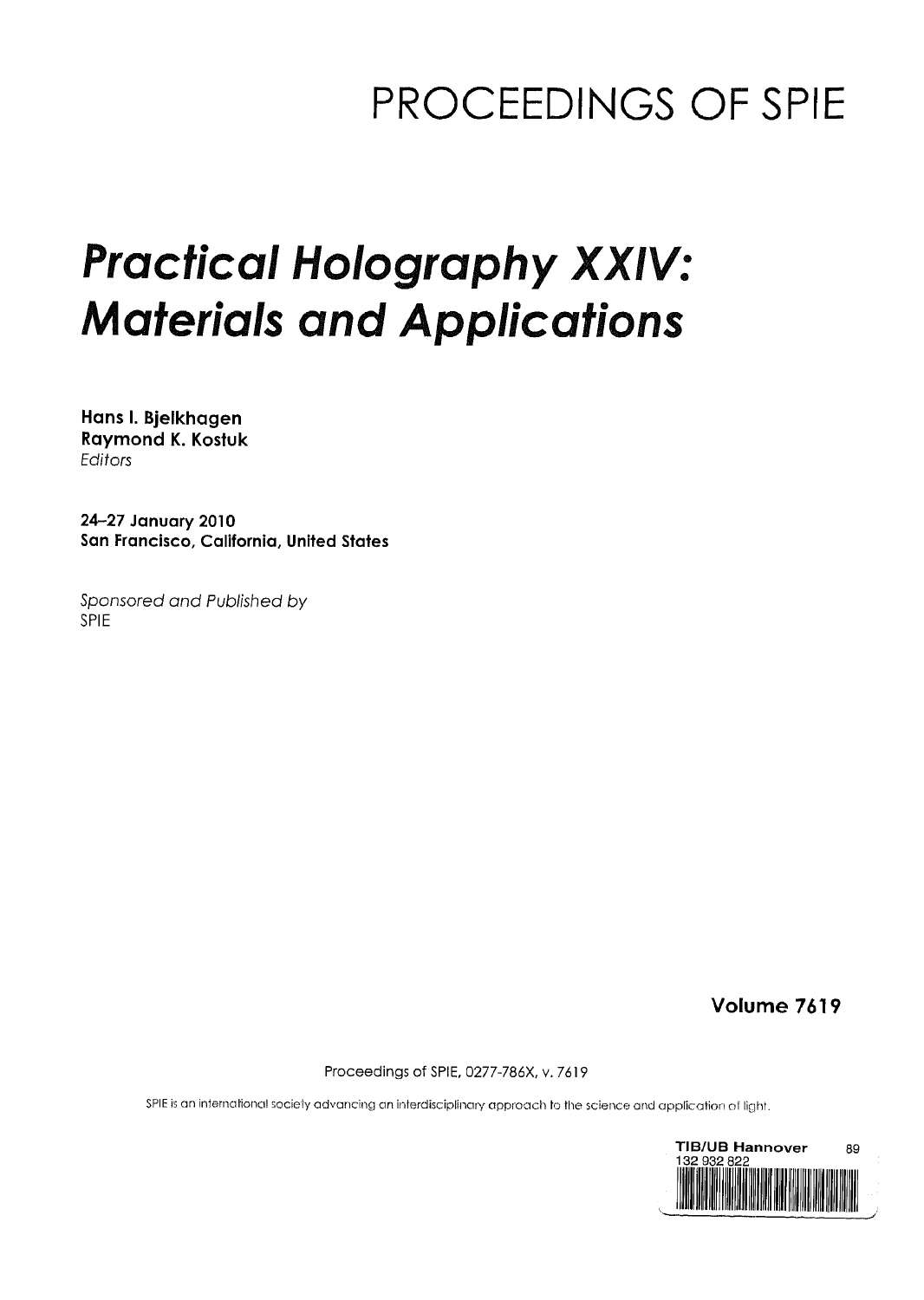# PROCEEDINGS OF SPIE

# *Practical Holography XXIV: Materials and Applications*

**Hans I. Bjelkhagen**
**Raymond K. Kostuk**
*Editors*

**24–27 January 2010**
**San Francisco, California, United States**

*Sponsored and Published by*
SPIE

**Volume 7619**

Proceedings of SPIE, 0277-786X, v. 7619

SPIE is an international society advancing an interdisciplinary approach to the science and application of light.

TIB/UB Hannover 89
132 932 822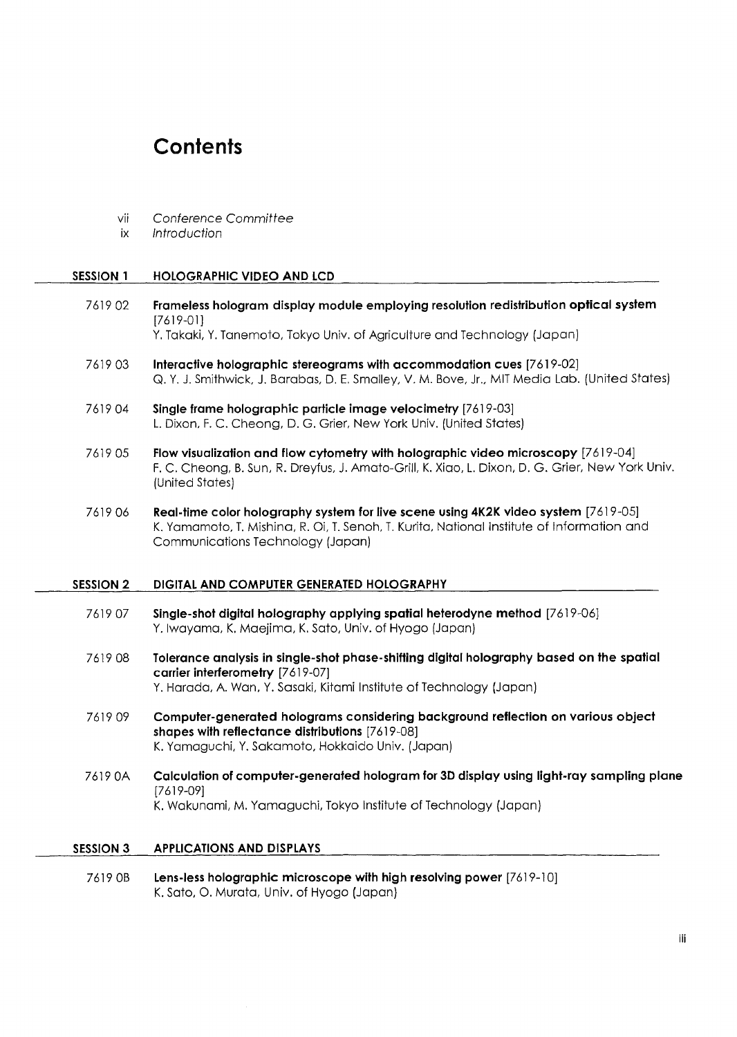# Contents

vii *Conference Committee*

ix *Introduction*

## SESSION 1 HOLOGRAPHIC VIDEO AND LCD

7619 02 **Frameless hologram display module employing resolution redistribution optical system** [7619-01]
Y. Takaki, Y. Tanemoto, Tokyo Univ. of Agriculture and Technology (Japan)

7619 03 **Interactive holographic stereograms with accommodation cues** [7619-02]
Q. Y. J. Smithwick, J. Barabas, D. E. Smalley, V. M. Bove, Jr., MIT Media Lab. (United States)

7619 04 **Single frame holographic particle image velocimetry** [7619-03]
L. Dixon, F. C. Cheong, D. G. Grier, New York Univ. (United States)

7619 05 **Flow visualization and flow cytometry with holographic video microscopy** [7619-04]
F. C. Cheong, B. Sun, R. Dreyfus, J. Amato-Grill, K. Xiao, L. Dixon, D. G. Grier, New York Univ. (United States)

7619 06 **Real-time color holography system for live scene using 4K2K video system** [7619-05]
K. Yamamoto, T. Mishina, R. Oi, T. Senoh, T. Kurita, National Institute of Information and Communications Technology (Japan)

## SESSION 2 DIGITAL AND COMPUTER GENERATED HOLOGRAPHY

7619 07 **Single-shot digital holography applying spatial heterodyne method** [7619-06]
Y. Iwayama, K. Maejima, K. Sato, Univ. of Hyogo (Japan)

7619 08 **Tolerance analysis in single-shot phase-shifting digital holography based on the spatial carrier interferometry** [7619-07]
Y. Harada, A. Wan, Y. Sasaki, Kitami Institute of Technology (Japan)

7619 09 **Computer-generated holograms considering background reflection on various object shapes with reflectance distributions** [7619-08]
K. Yamaguchi, Y. Sakamoto, Hokkaido Univ. (Japan)

7619 0A **Calculation of computer-generated hologram for 3D display using light-ray sampling plane** [7619-09]
K. Wakunami, M. Yamaguchi, Tokyo Institute of Technology (Japan)

## SESSION 3 APPLICATIONS AND DISPLAYS

7619 0B **Lens-less holographic microscope with high resolving power** [7619-10]
K. Sato, O. Murata, Univ. of Hyogo (Japan)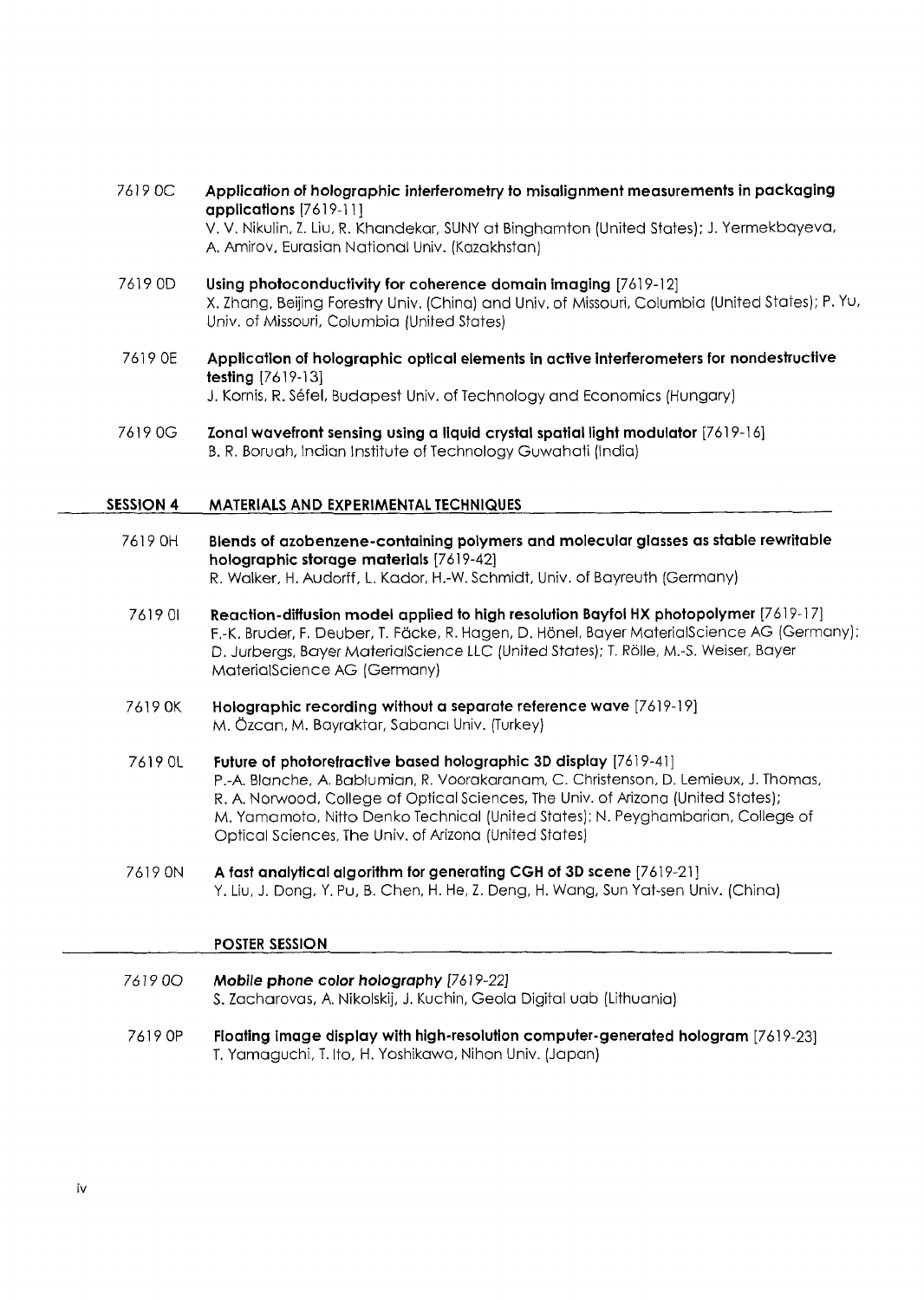7619 0C **Application of holographic interferometry to misalignment measurements in packaging applications** [7619-11]
V. V. Nikulin, Z. Liu, R. Khandekar, SUNY at Binghamton (United States); J. Yermekbayeva, A. Amirov, Eurasian National Univ. (Kazakhstan)

7619 0D **Using photoconductivity for coherence domain imaging** [7619-12]
X. Zhang, Beijing Forestry Univ. (China) and Univ. of Missouri, Columbia (United States); P. Yu, Univ. of Missouri, Columbia (United States)

7619 0E **Application of holographic optical elements in active interferometers for nondestructive testing** [7619-13]
J. Kornis, R. Séfel, Budapest Univ. of Technology and Economics (Hungary)

7619 0G **Zonal wavefront sensing using a liquid crystal spatial light modulator** [7619-16]
B. R. Boruah, Indian Institute of Technology Guwahati (India)

## SESSION 4 MATERIALS AND EXPERIMENTAL TECHNIQUES

7619 0H **Blends of azobenzene-containing polymers and molecular glasses as stable rewritable holographic storage materials** [7619-42]
R. Walker, H. Audorff, L. Kador, H.-W. Schmidt, Univ. of Bayreuth (Germany)

7619 0I **Reaction-diffusion model applied to high resolution Bayfol HX photopolymer** [7619-17]
F.-K. Bruder, F. Deuber, T. Fäcke, R. Hagen, D. Hönel, Bayer MaterialScience AG (Germany); D. Jurbergs, Bayer MaterialScience LLC (United States); T. Rölle, M.-S. Weiser, Bayer MaterialScience AG (Germany)

7619 0K **Holographic recording without a separate reference wave** [7619-19]
M. Özcan, M. Bayraktar, Sabancı Univ. (Turkey)

7619 0L **Future of photorefractive based holographic 3D display** [7619-41]
P.-A. Blanche, A. Bablumian, R. Voorakaranam, C. Christenson, D. Lemieux, J. Thomas, R. A. Norwood, College of Optical Sciences, The Univ. of Arizona (United States); M. Yamamoto, Nitto Denko Technical (United States); N. Peyghambarian, College of Optical Sciences, The Univ. of Arizona (United States)

7619 0N **A fast analytical algorithm for generating CGH of 3D scene** [7619-21]
Y. Liu, J. Dong, Y. Pu, B. Chen, H. He, Z. Deng, H. Wang, Sun Yat-sen Univ. (China)

## POSTER SESSION

*7619 0O* ***Mobile phone color holography*** *[7619-22]*
S. Zacharovas, A. Nikolskij, J. Kuchin, Geola Digital uab (Lithuania)

7619 0P **Floating image display with high-resolution computer-generated hologram** [7619-23]
T. Yamaguchi, T. Ito, H. Yoshikawa, Nihon Univ. (Japan)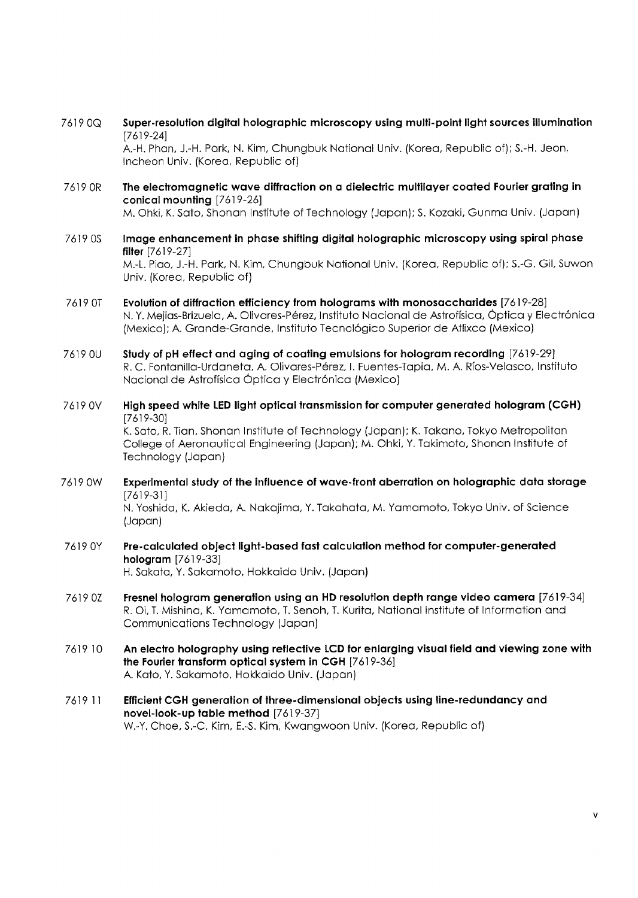7619 0Q **Super-resolution digital holographic microscopy using multi-point light sources illumination** [7619-24]
A.-H. Phan, J.-H. Park, N. Kim, Chungbuk National Univ. (Korea, Republic of); S.-H. Jeon, Incheon Univ. (Korea, Republic of)

7619 0R **The electromagnetic wave diffraction on a dielectric multilayer coated Fourier grating in conical mounting** [7619-26]
M. Ohki, K. Sato, Shonan Institute of Technology (Japan); S. Kozaki, Gunma Univ. (Japan)

7619 0S **Image enhancement in phase shifting digital holographic microscopy using spiral phase filter** [7619-27]
M.-L. Piao, J.-H. Park, N. Kim, Chungbuk National Univ. (Korea, Republic of); S.-G. Gil, Suwon Univ. (Korea, Republic of)

7619 0T **Evolution of diffraction efficiency from holograms with monosaccharides** [7619-28]
N. Y. Mejias-Brizuela, A. Olivares-Pérez, Instituto Nacional de Astrofísica, Óptica y Electrónica (Mexico); A. Grande-Grande, Instituto Tecnológico Superior de Atlixco (Mexico)

7619 0U **Study of pH effect and aging of coating emulsions for hologram recording** [7619-29]
R. C. Fontanilla-Urdaneta, A. Olivares-Pérez, I. Fuentes-Tapia, M. A. Ríos-Velasco, Instituto Nacional de Astrofísica Óptica y Electrónica (Mexico)

7619 0V **High speed white LED light optical transmission for computer generated hologram (CGH)** [7619-30]
K. Sato, R. Tian, Shonan Institute of Technology (Japan); K. Takano, Tokyo Metropolitan College of Aeronautical Engineering (Japan); M. Ohki, Y. Takimoto, Shonan Institute of Technology (Japan)

7619 0W **Experimental study of the influence of wave-front aberration on holographic data storage** [7619-31]
N. Yoshida, K. Akieda, A. Nakajima, Y. Takahata, M. Yamamoto, Tokyo Univ. of Science (Japan)

7619 0Y **Pre-calculated object light-based fast calculation method for computer-generated hologram** [7619-33]
H. Sakata, Y. Sakamoto, Hokkaido Univ. (Japan)

7619 0Z **Fresnel hologram generation using an HD resolution depth range video camera** [7619-34]
R. Oi, T. Mishina, K. Yamamoto, T. Senoh, T. Kurita, National Institute of Information and Communications Technology (Japan)

7619 10 **An electro holography using reflective LCD for enlarging visual field and viewing zone with the Fourier transform optical system in CGH** [7619-36]
A. Kato, Y. Sakamoto, Hokkaido Univ. (Japan)

7619 11 **Efficient CGH generation of three-dimensional objects using line-redundancy and novel-look-up table method** [7619-37]
W.-Y. Choe, S.-C. Kim, E.-S. Kim, Kwangwoon Univ. (Korea, Republic of)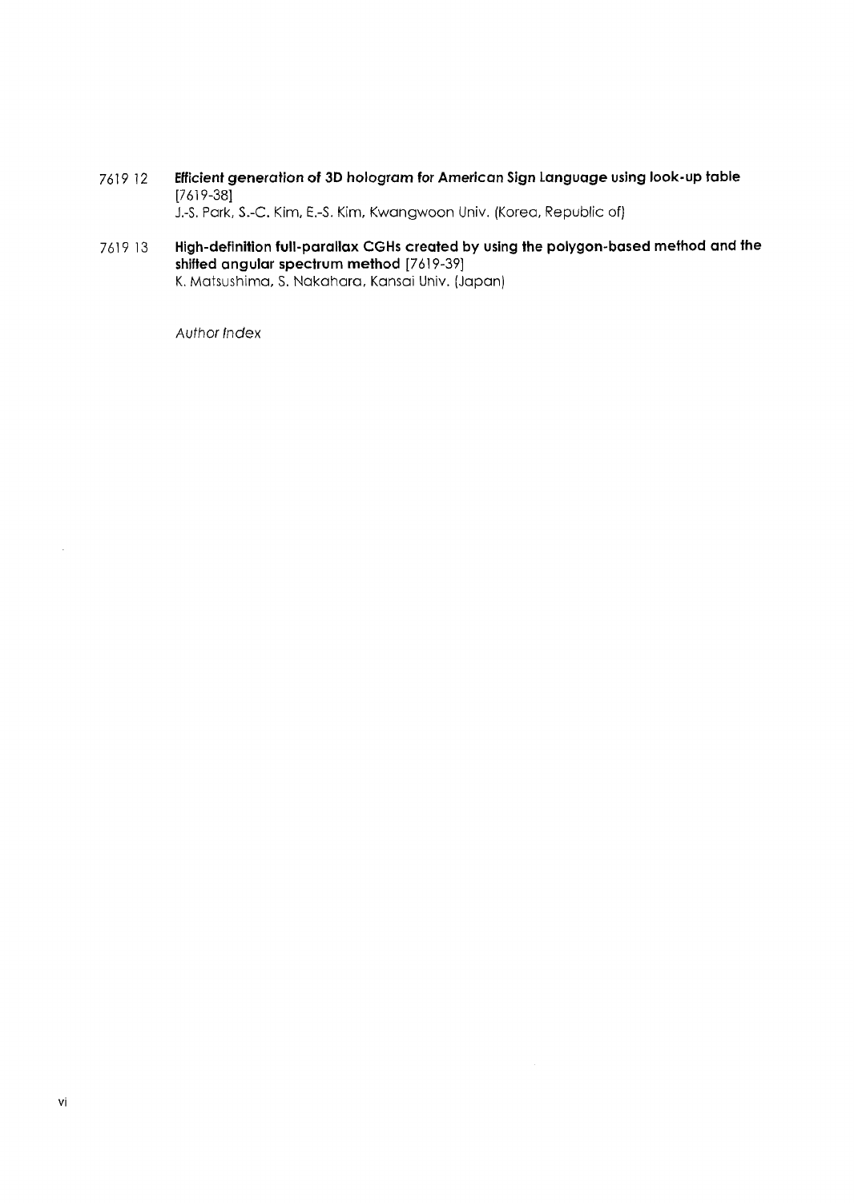7619 12 **Efficient generation of 3D hologram for American Sign Language using look-up table** [7619-38]
J.-S. Park, S.-C. Kim, E.-S. Kim, Kwangwoon Univ. (Korea, Republic of)

7619 13 **High-definition full-parallax CGHs created by using the polygon-based method and the shifted angular spectrum method** [7619-39]
K. Matsushima, S. Nakahara, Kansai Univ. (Japan)

*Author Index*